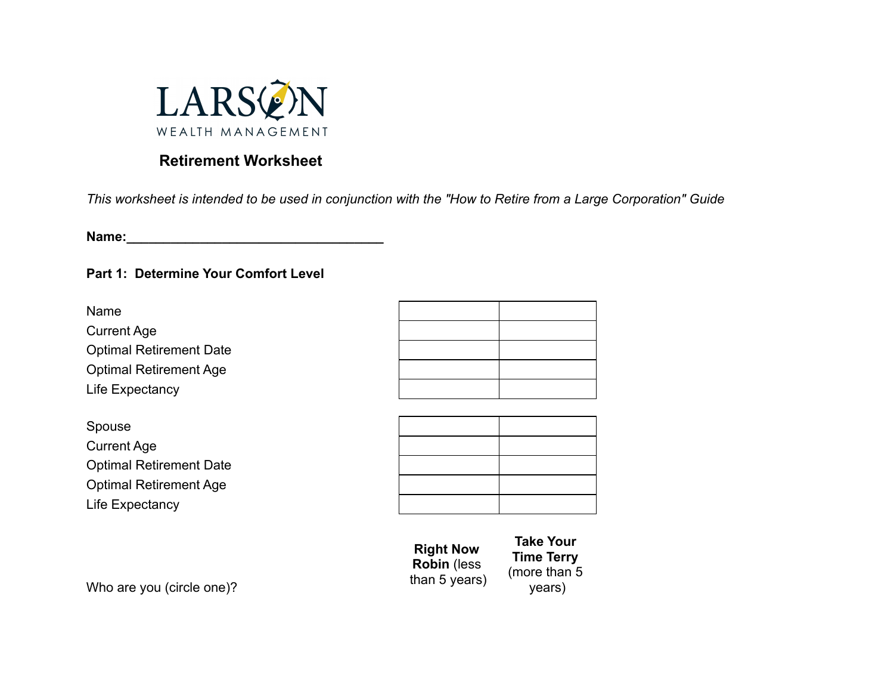LARSON

WEALTH MANAGEMENT

# Retirement Worksheet

*This worksheet is intended to be used in conjunction with the "How to Retire from a Large Corporation" Guide*

**Name:**___________________________________

## Part 1: Determine Your Comfort Level

| | | |
|---|---|---|
| Name | | |
| Current Age | | |
| Optimal Retirement Date | | |
| Optimal Retirement Age | | |
| Life Expectancy | | |

| | | |
|---|---|---|
| Spouse | | |
| Current Age | | |
| Optimal Retirement Date | | |
| Optimal Retirement Age | | |
| Life Expectancy | | |

| | | |
|---|---|---|
| Who are you (circle one)? | **Right Now Robin** (less than 5 years) | **Take Your Time Terry** (more than 5 years) |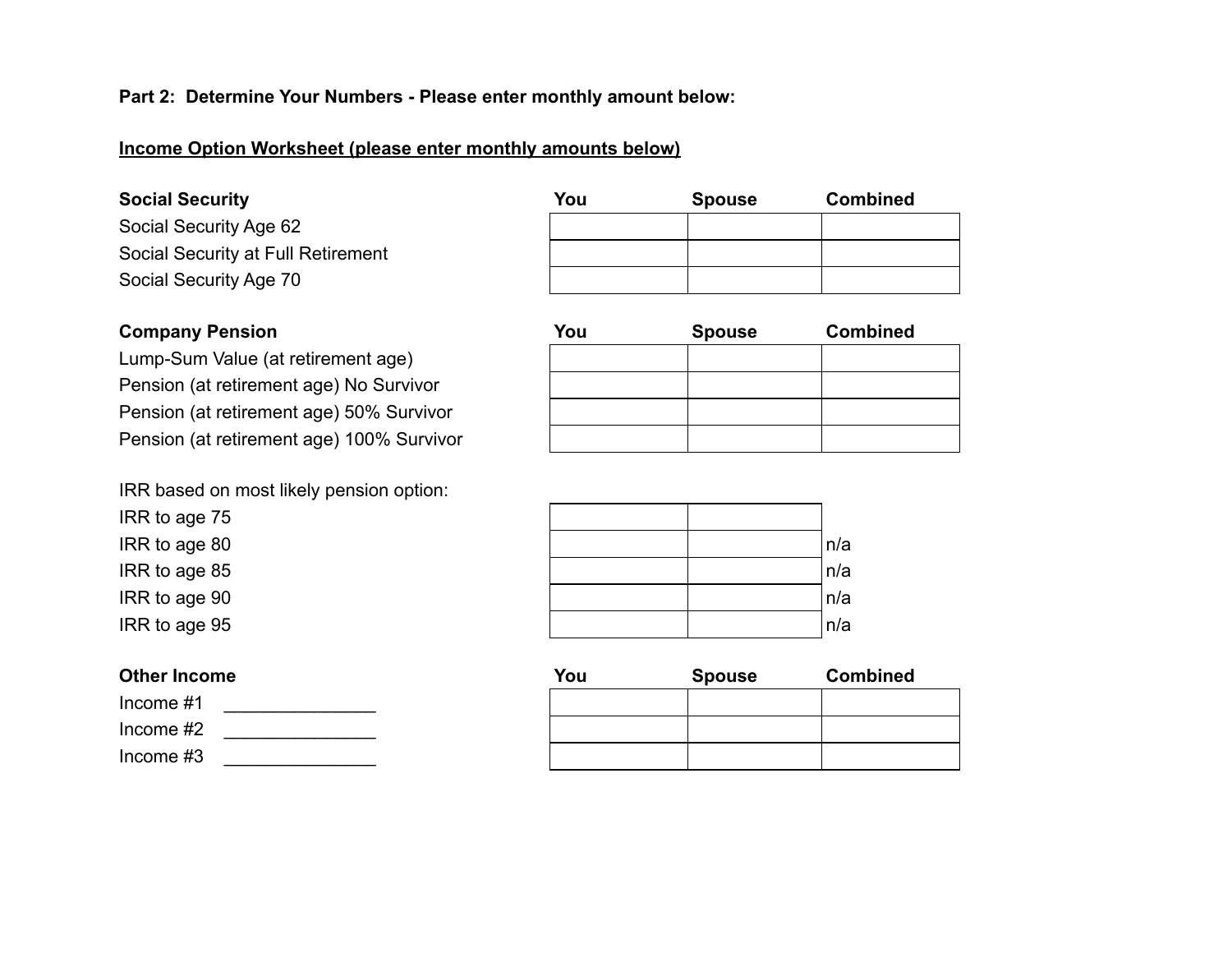**Part 2: Determine Your Numbers - Please enter monthly amount below:**

**<u>Income Option Worksheet (please enter monthly amounts below)</u>**

| **Social Security** | **You** | **Spouse** | **Combined** |
| --- | --- | --- | --- |
| Social Security Age 62 | | | |
| Social Security at Full Retirement | | | |
| Social Security Age 70 | | | |

| **Company Pension** | **You** | **Spouse** | **Combined** |
| --- | --- | --- | --- |
| Lump-Sum Value (at retirement age) | | | |
| Pension (at retirement age) No Survivor | | | |
| Pension (at retirement age) 50% Survivor | | | |
| Pension (at retirement age) 100% Survivor | | | |

| IRR based on most likely pension option: | | | |
| --- | --- | --- | --- |
| IRR to age 75 | | | |
| IRR to age 80 | | | n/a |
| IRR to age 85 | | | n/a |
| IRR to age 90 | | | n/a |
| IRR to age 95 | | | n/a |

| **Other Income** | **You** | **Spouse** | **Combined** |
| --- | --- | --- | --- |
| Income #1 _______________ | | | |
| Income #2 _______________ | | | |
| Income #3 _______________ | | | |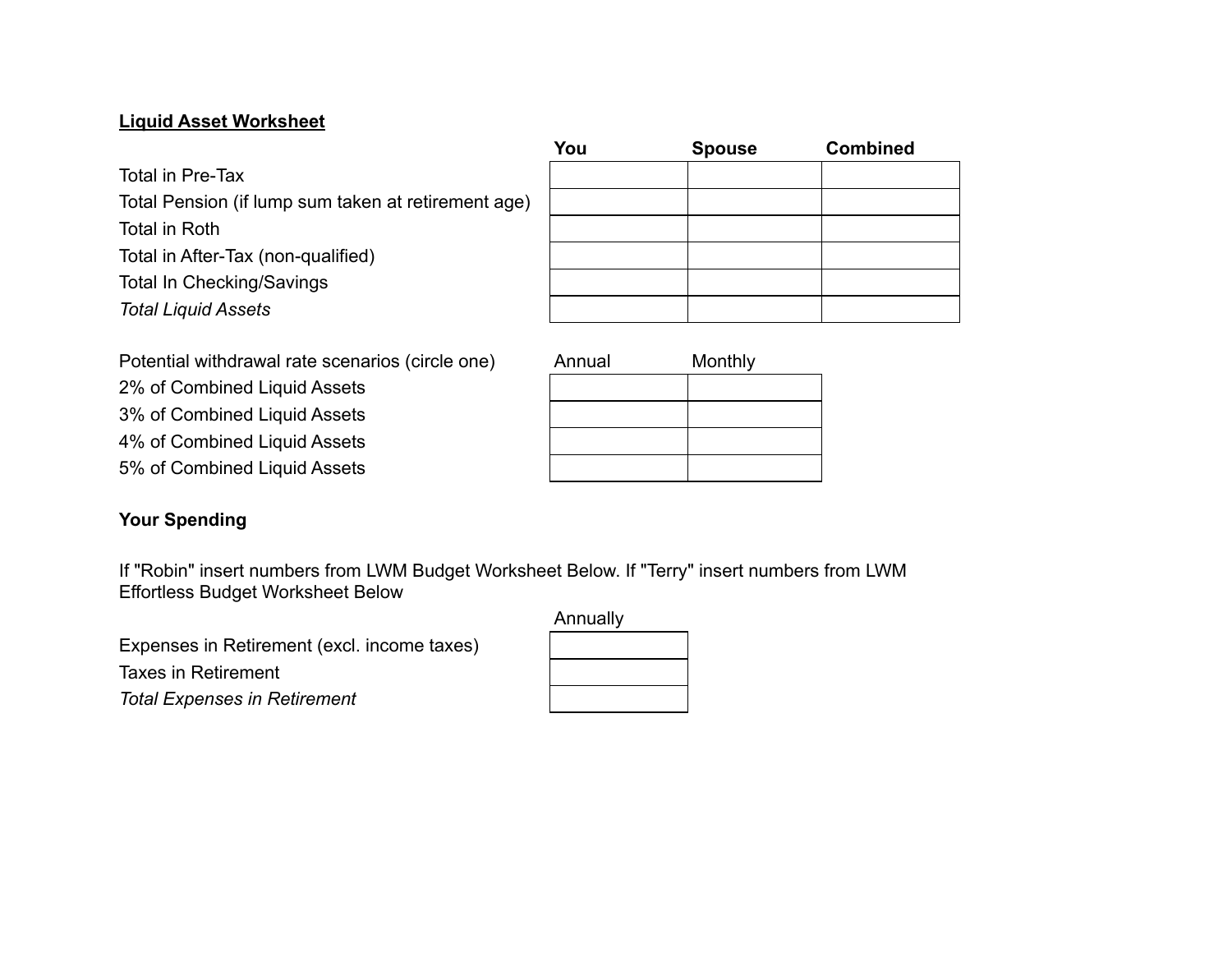**<u>Liquid Asset Worksheet</u>**

| | **You** | **Spouse** | **Combined** |
|---|---|---|---|
| Total in Pre-Tax | | | |
| Total Pension (if lump sum taken at retirement age) | | | |
| Total in Roth | | | |
| Total in After-Tax (non-qualified) | | | |
| Total In Checking/Savings | | | |
| *Total Liquid Assets* | | | |

| Potential withdrawal rate scenarios (circle one) | Annual | Monthly |
|---|---|---|
| 2% of Combined Liquid Assets | | |
| 3% of Combined Liquid Assets | | |
| 4% of Combined Liquid Assets | | |
| 5% of Combined Liquid Assets | | |

**Your Spending**

If "Robin" insert numbers from LWM Budget Worksheet Below. If "Terry" insert numbers from LWM Effortless Budget Worksheet Below

| | Annually |
|---|---|
| Expenses in Retirement (excl. income taxes) | |
| Taxes in Retirement | |
| *Total Expenses in Retirement* | |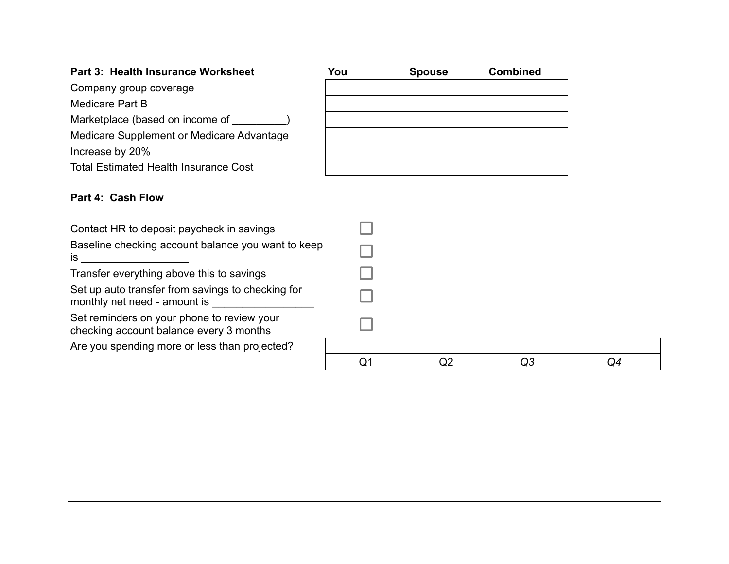**Part 3: Health Insurance Worksheet**

| Part 3: Health Insurance Worksheet | You | Spouse | Combined |
| --- | --- | --- | --- |
| Company group coverage | | | |
| Medicare Part B | | | |
| Marketplace (based on income of _________) | | | |
| Medicare Supplement or Medicare Advantage | | | |
| Increase by 20% | | | |
| Total Estimated Health Insurance Cost | | | |

**Part 4: Cash Flow**

- ☐ Contact HR to deposit paycheck in savings
- ☐ Baseline checking account balance you want to keep is __________________
- ☐ Transfer everything above this to savings
- ☐ Set up auto transfer from savings to checking for monthly net need - amount is _________________
- ☐ Set reminders on your phone to review your checking account balance every 3 months

Are you spending more or less than projected?

| | | | |
| --- | --- | --- | --- |
| Q1 | Q2 | *Q3* | *Q4* |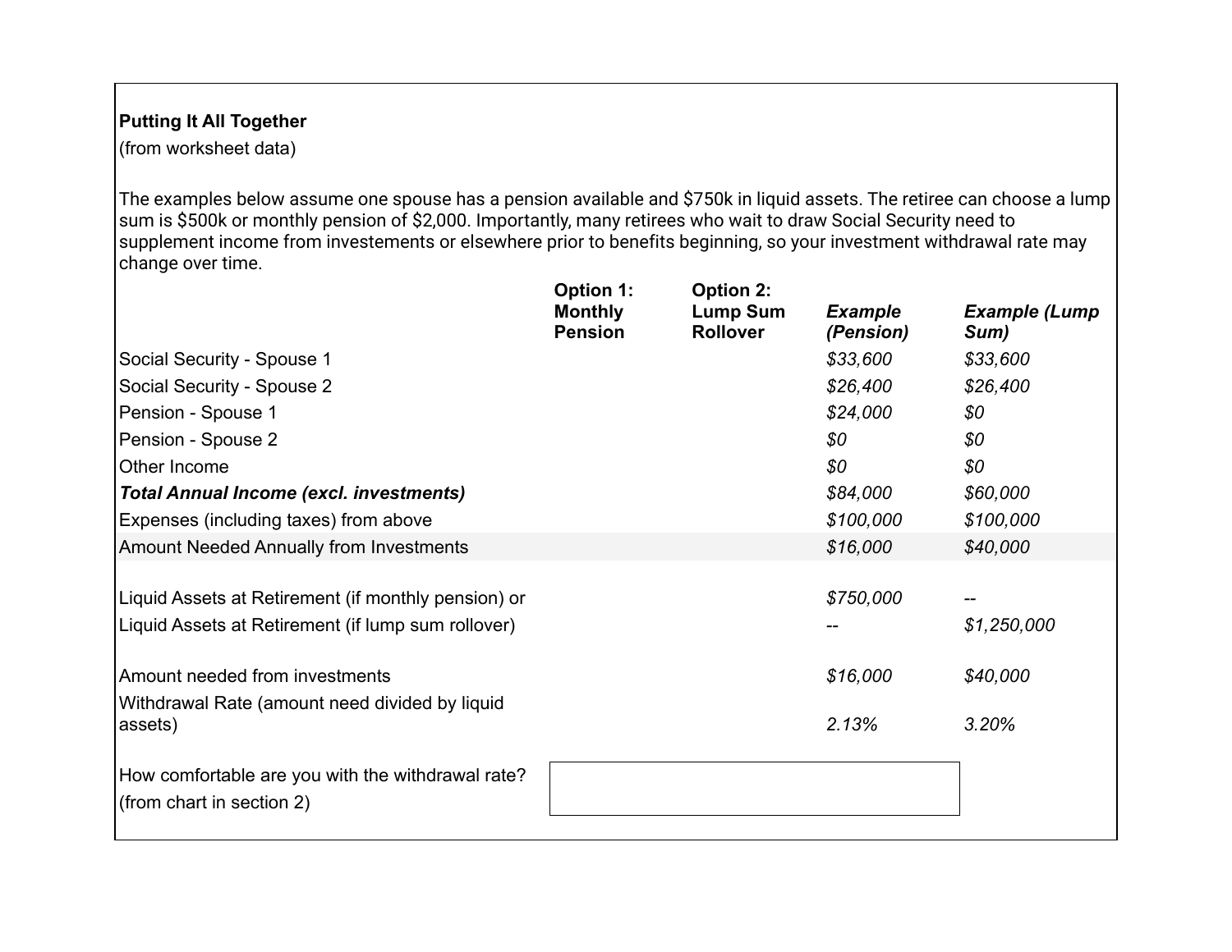**Putting It All Together**

(from worksheet data)

The examples below assume one spouse has a pension available and $750k in liquid assets. The retiree can choose a lump sum is $500k or monthly pension of $2,000. Importantly, many retirees who wait to draw Social Security need to supplement income from investements or elsewhere prior to benefits beginning, so your investment withdrawal rate may change over time.

| | **Option 1: Monthly Pension** | **Option 2: Lump Sum Rollover** | ***Example (Pension)*** | ***Example (Lump Sum)*** |
|---|---|---|---|---|
| Social Security - Spouse 1 | | | *$33,600* | *$33,600* |
| Social Security - Spouse 2 | | | *$26,400* | *$26,400* |
| Pension - Spouse 1 | | | *$24,000* | *$0* |
| Pension - Spouse 2 | | | *$0* | *$0* |
| Other Income | | | *$0* | *$0* |
| ***Total Annual Income (excl. investments)*** | | | *$84,000* | *$60,000* |
| Expenses (including taxes) from above | | | *$100,000* | *$100,000* |
| Amount Needed Annually from Investments | | | *$16,000* | *$40,000* |
| | | | | |
| Liquid Assets at Retirement (if monthly pension) or | | | *$750,000* | -- |
| Liquid Assets at Retirement (if lump sum rollover) | | | -- | *$1,250,000* |
| | | | | |
| Amount needed from investments | | | *$16,000* | *$40,000* |
| Withdrawal Rate (amount need divided by liquid assets) | | | *2.13%* | *3.20%* |

How comfortable are you with the withdrawal rate?
(from chart in section 2)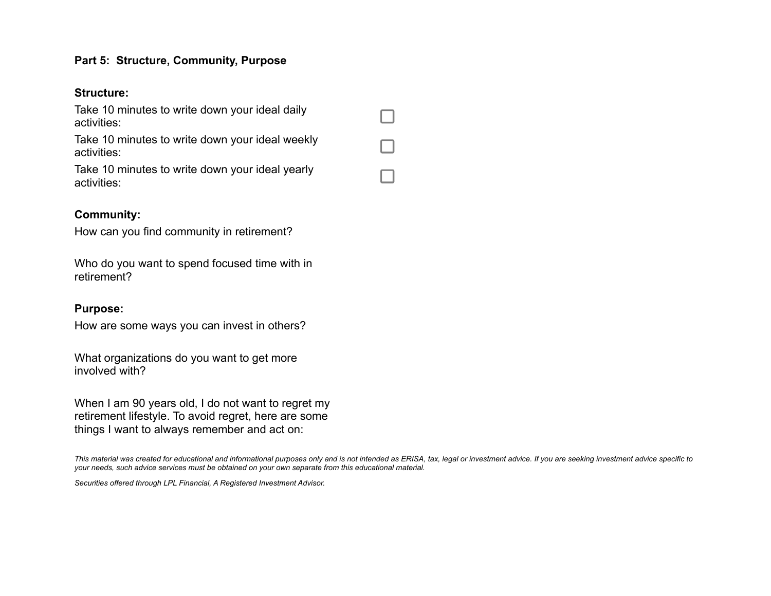## Part 5: Structure, Community, Purpose

### Structure:

- [ ] Take 10 minutes to write down your ideal daily activities:
- [ ] Take 10 minutes to write down your ideal weekly activities:
- [ ] Take 10 minutes to write down your ideal yearly activities:

### Community:

How can you find community in retirement?

Who do you want to spend focused time with in retirement?

### Purpose:

How are some ways you can invest in others?

What organizations do you want to get more involved with?

When I am 90 years old, I do not want to regret my retirement lifestyle. To avoid regret, here are some things I want to always remember and act on:

*This material was created for educational and informational purposes only and is not intended as ERISA, tax, legal or investment advice. If you are seeking investment advice specific to your needs, such advice services must be obtained on your own separate from this educational material.*

*Securities offered through LPL Financial, A Registered Investment Advisor.*